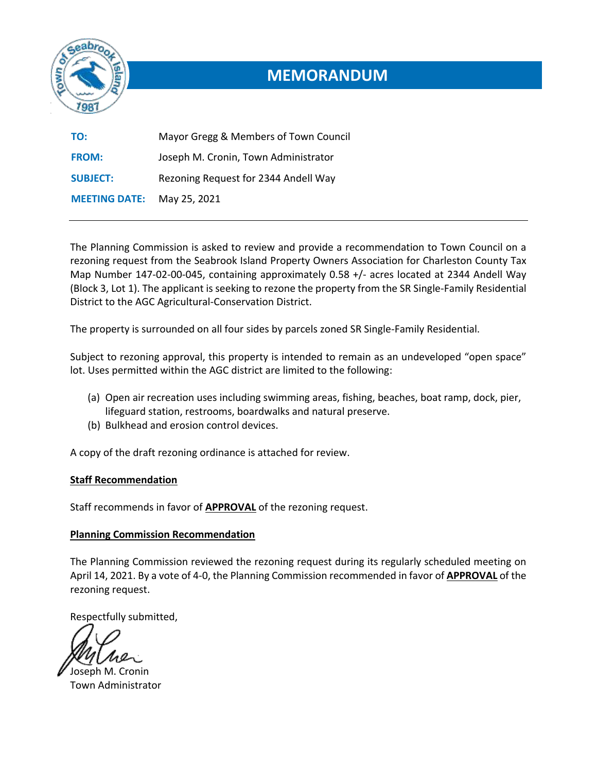# MEMORANDUM

**TO:** Mayor Gregg & Members of Town Council

**FROM:** Joseph M. Cronin, Town Administrator

**SUBJECT:** Rezoning Request for 2344 Andell Way

**MEETING DATE:** May 25, 2021

---

The Planning Commission is asked to review and provide a recommendation to Town Council on a rezoning request from the Seabrook Island Property Owners Association for Charleston County Tax Map Number 147-02-00-045, containing approximately 0.58 +/- acres located at 2344 Andell Way (Block 3, Lot 1). The applicant is seeking to rezone the property from the SR Single-Family Residential District to the AGC Agricultural-Conservation District.

The property is surrounded on all four sides by parcels zoned SR Single-Family Residential.

Subject to rezoning approval, this property is intended to remain as an undeveloped "open space" lot. Uses permitted within the AGC district are limited to the following:

(a) Open air recreation uses including swimming areas, fishing, beaches, boat ramp, dock, pier, lifeguard station, restrooms, boardwalks and natural preserve.
(b) Bulkhead and erosion control devices.

A copy of the draft rezoning ordinance is attached for review.

**Staff Recommendation**

Staff recommends in favor of **APPROVAL** of the rezoning request.

**Planning Commission Recommendation**

The Planning Commission reviewed the rezoning request during its regularly scheduled meeting on April 14, 2021. By a vote of 4-0, the Planning Commission recommended in favor of **APPROVAL** of the rezoning request.

Respectfully submitted,

Joseph M. Cronin
Town Administrator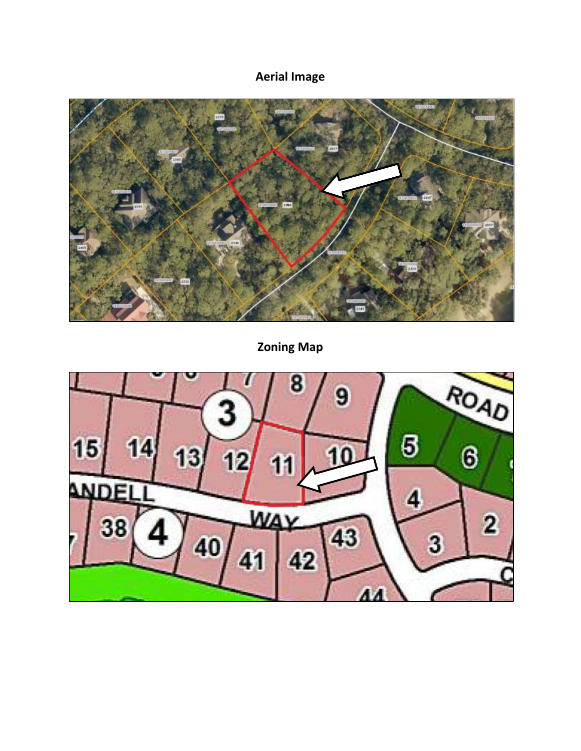**Aerial Image**

**Zoning Map**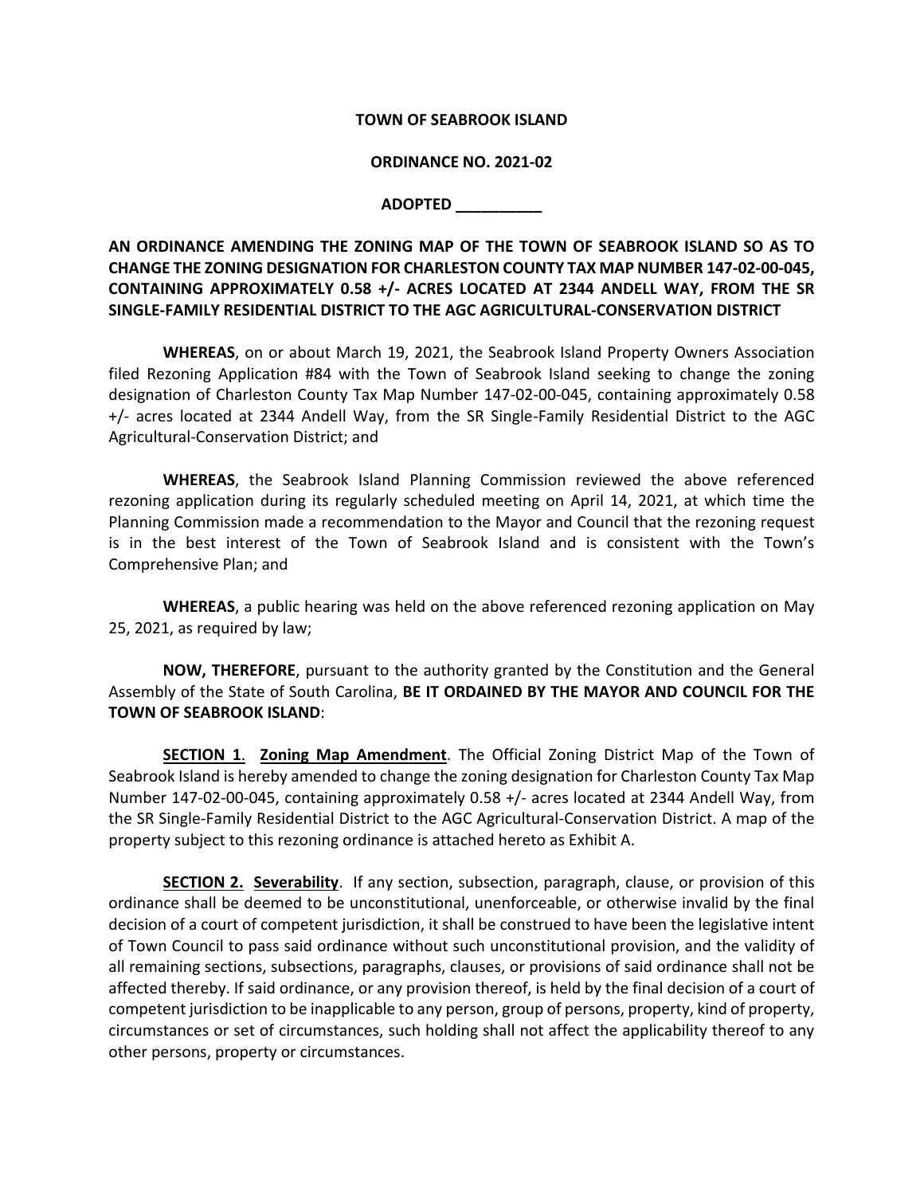**TOWN OF SEABROOK ISLAND**

**ORDINANCE NO. 2021-02**

**ADOPTED \_\_\_\_\_\_\_\_\_\_**

**AN ORDINANCE AMENDING THE ZONING MAP OF THE TOWN OF SEABROOK ISLAND SO AS TO CHANGE THE ZONING DESIGNATION FOR CHARLESTON COUNTY TAX MAP NUMBER 147-02-00-045, CONTAINING APPROXIMATELY 0.58 +/- ACRES LOCATED AT 2344 ANDELL WAY, FROM THE SR SINGLE-FAMILY RESIDENTIAL DISTRICT TO THE AGC AGRICULTURAL-CONSERVATION DISTRICT**

**WHEREAS**, on or about March 19, 2021, the Seabrook Island Property Owners Association filed Rezoning Application #84 with the Town of Seabrook Island seeking to change the zoning designation of Charleston County Tax Map Number 147-02-00-045, containing approximately 0.58 +/- acres located at 2344 Andell Way, from the SR Single-Family Residential District to the AGC Agricultural-Conservation District; and

**WHEREAS**, the Seabrook Island Planning Commission reviewed the above referenced rezoning application during its regularly scheduled meeting on April 14, 2021, at which time the Planning Commission made a recommendation to the Mayor and Council that the rezoning request is in the best interest of the Town of Seabrook Island and is consistent with the Town's Comprehensive Plan; and

**WHEREAS**, a public hearing was held on the above referenced rezoning application on May 25, 2021, as required by law;

**NOW, THEREFORE**, pursuant to the authority granted by the Constitution and the General Assembly of the State of South Carolina, **BE IT ORDAINED BY THE MAYOR AND COUNCIL FOR THE TOWN OF SEABROOK ISLAND**:

**SECTION 1**. **Zoning Map Amendment**. The Official Zoning District Map of the Town of Seabrook Island is hereby amended to change the zoning designation for Charleston County Tax Map Number 147-02-00-045, containing approximately 0.58 +/- acres located at 2344 Andell Way, from the SR Single-Family Residential District to the AGC Agricultural-Conservation District. A map of the property subject to this rezoning ordinance is attached hereto as Exhibit A.

**SECTION 2. Severability**. If any section, subsection, paragraph, clause, or provision of this ordinance shall be deemed to be unconstitutional, unenforceable, or otherwise invalid by the final decision of a court of competent jurisdiction, it shall be construed to have been the legislative intent of Town Council to pass said ordinance without such unconstitutional provision, and the validity of all remaining sections, subsections, paragraphs, clauses, or provisions of said ordinance shall not be affected thereby. If said ordinance, or any provision thereof, is held by the final decision of a court of competent jurisdiction to be inapplicable to any person, group of persons, property, kind of property, circumstances or set of circumstances, such holding shall not affect the applicability thereof to any other persons, property or circumstances.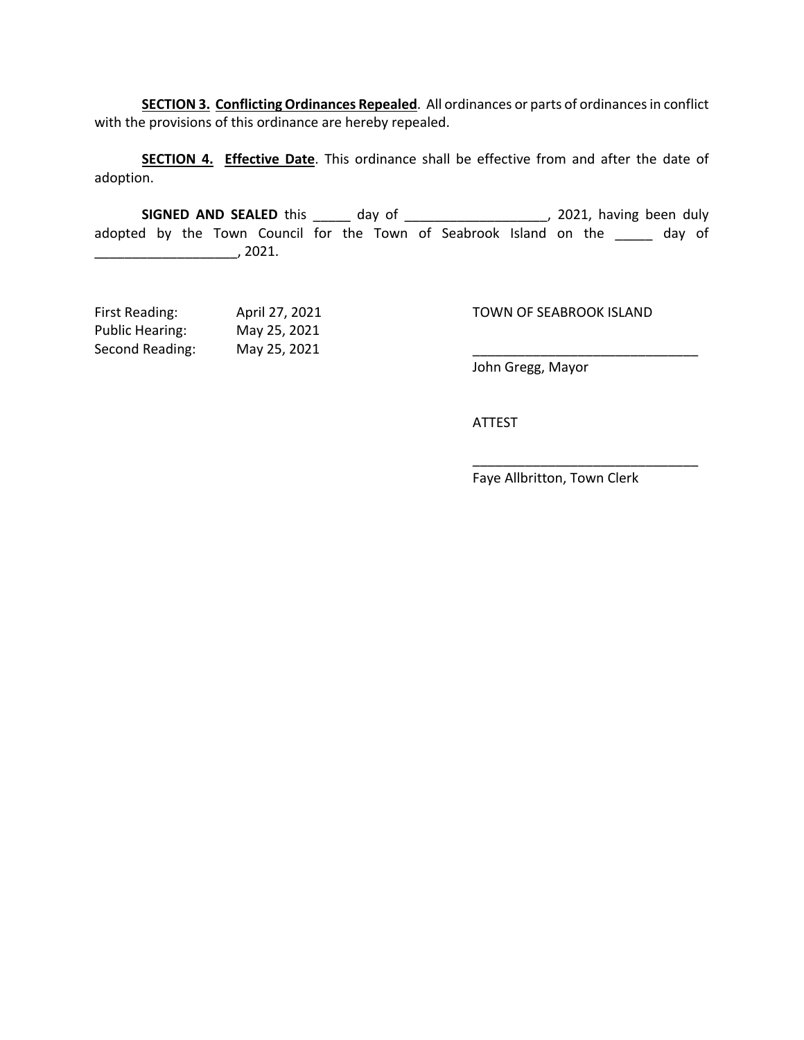**SECTION 3. Conflicting Ordinances Repealed**. All ordinances or parts of ordinances in conflict with the provisions of this ordinance are hereby repealed.

**SECTION 4. Effective Date**. This ordinance shall be effective from and after the date of adoption.

**SIGNED AND SEALED** this _____ day of ___________________, 2021, having been duly adopted by the Town Council for the Town of Seabrook Island on the _____ day of ___________________, 2021.

First Reading: April 27, 2021
Public Hearing: May 25, 2021
Second Reading: May 25, 2021

TOWN OF SEABROOK ISLAND

______________________________
John Gregg, Mayor

ATTEST

______________________________
Faye Allbritton, Town Clerk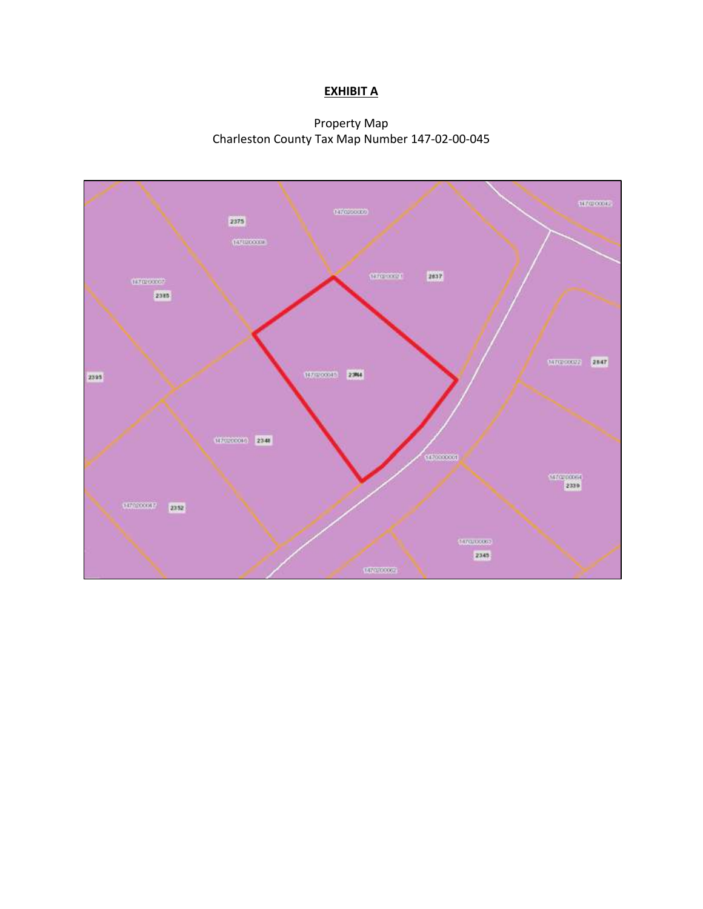## **EXHIBIT A**

Property Map
Charleston County Tax Map Number 147-02-00-045